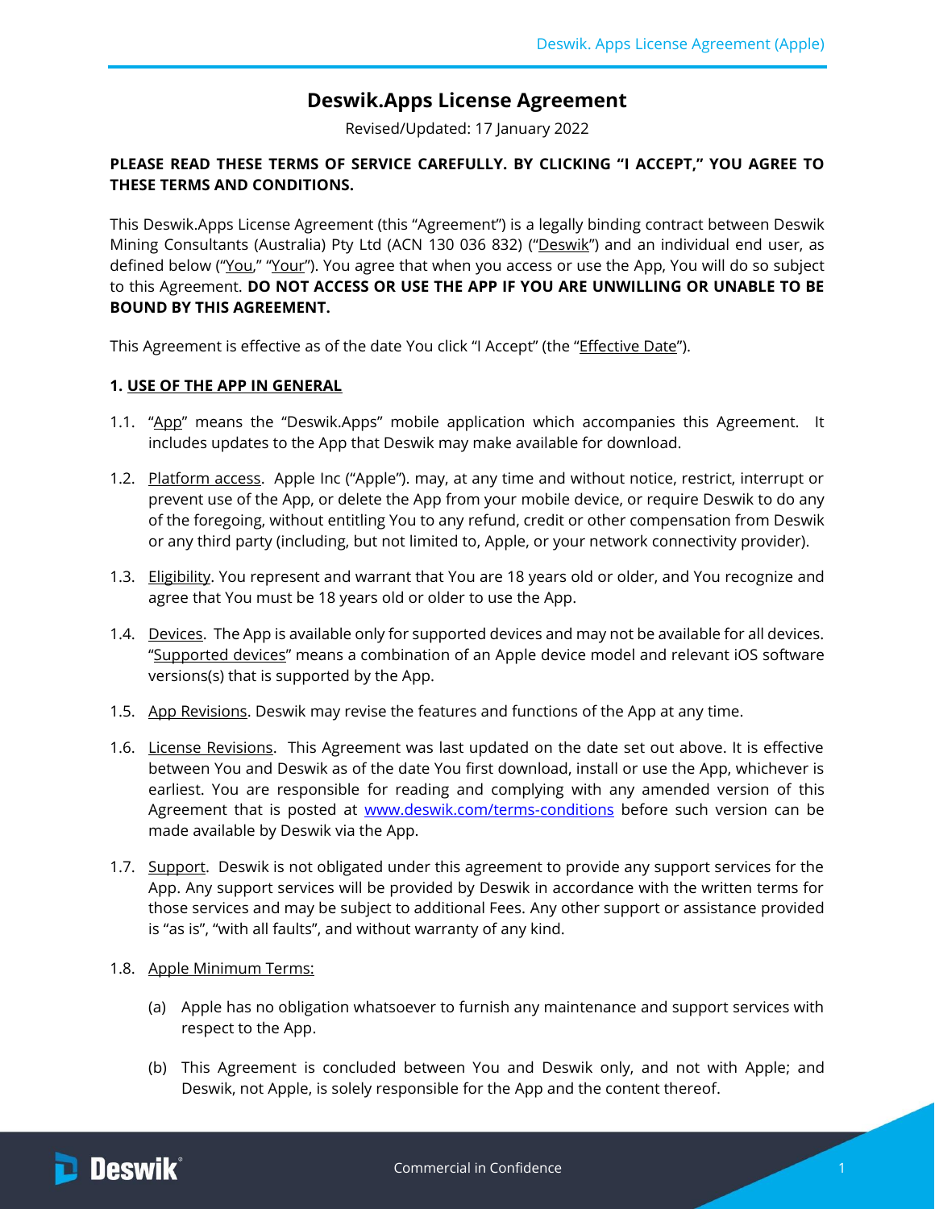# Deswik.Apps License Agreement

Revised/Updated: 17 January 2022

**PLEASE READ THESE TERMS OF SERVICE CAREFULLY. BY CLICKING "I ACCEPT," YOU AGREE TO THESE TERMS AND CONDITIONS.**

This Deswik.Apps License Agreement (this "Agreement") is a legally binding contract between Deswik Mining Consultants (Australia) Pty Ltd (ACN 130 036 832) ("Deswik") and an individual end user, as defined below ("You," "Your"). You agree that when you access or use the App, You will do so subject to this Agreement. **DO NOT ACCESS OR USE THE APP IF YOU ARE UNWILLING OR UNABLE TO BE BOUND BY THIS AGREEMENT.**

This Agreement is effective as of the date You click "I Accept" (the "Effective Date").

## 1. USE OF THE APP IN GENERAL

1.1. "App" means the "Deswik.Apps" mobile application which accompanies this Agreement. It includes updates to the App that Deswik may make available for download.

1.2. Platform access. Apple Inc ("Apple"). may, at any time and without notice, restrict, interrupt or prevent use of the App, or delete the App from your mobile device, or require Deswik to do any of the foregoing, without entitling You to any refund, credit or other compensation from Deswik or any third party (including, but not limited to, Apple, or your network connectivity provider).

1.3. Eligibility. You represent and warrant that You are 18 years old or older, and You recognize and agree that You must be 18 years old or older to use the App.

1.4. Devices. The App is available only for supported devices and may not be available for all devices. "Supported devices" means a combination of an Apple device model and relevant iOS software versions(s) that is supported by the App.

1.5. App Revisions. Deswik may revise the features and functions of the App at any time.

1.6. License Revisions. This Agreement was last updated on the date set out above. It is effective between You and Deswik as of the date You first download, install or use the App, whichever is earliest. You are responsible for reading and complying with any amended version of this Agreement that is posted at www.deswik.com/terms-conditions before such version can be made available by Deswik via the App.

1.7. Support. Deswik is not obligated under this agreement to provide any support services for the App. Any support services will be provided by Deswik in accordance with the written terms for those services and may be subject to additional Fees. Any other support or assistance provided is "as is", "with all faults", and without warranty of any kind.

1.8. Apple Minimum Terms:

(a) Apple has no obligation whatsoever to furnish any maintenance and support services with respect to the App.

(b) This Agreement is concluded between You and Deswik only, and not with Apple; and Deswik, not Apple, is solely responsible for the App and the content thereof.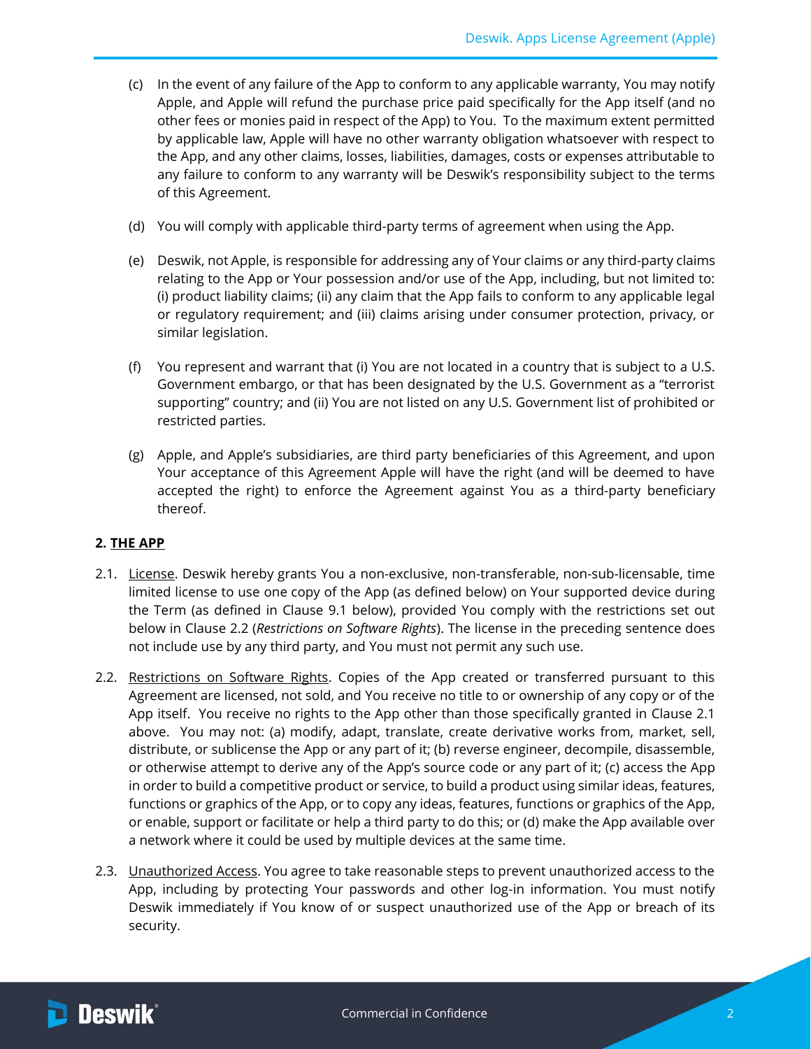(c) In the event of any failure of the App to conform to any applicable warranty, You may notify Apple, and Apple will refund the purchase price paid specifically for the App itself (and no other fees or monies paid in respect of the App) to You. To the maximum extent permitted by applicable law, Apple will have no other warranty obligation whatsoever with respect to the App, and any other claims, losses, liabilities, damages, costs or expenses attributable to any failure to conform to any warranty will be Deswik's responsibility subject to the terms of this Agreement.

(d) You will comply with applicable third-party terms of agreement when using the App.

(e) Deswik, not Apple, is responsible for addressing any of Your claims or any third-party claims relating to the App or Your possession and/or use of the App, including, but not limited to: (i) product liability claims; (ii) any claim that the App fails to conform to any applicable legal or regulatory requirement; and (iii) claims arising under consumer protection, privacy, or similar legislation.

(f) You represent and warrant that (i) You are not located in a country that is subject to a U.S. Government embargo, or that has been designated by the U.S. Government as a "terrorist supporting" country; and (ii) You are not listed on any U.S. Government list of prohibited or restricted parties.

(g) Apple, and Apple's subsidiaries, are third party beneficiaries of this Agreement, and upon Your acceptance of this Agreement Apple will have the right (and will be deemed to have accepted the right) to enforce the Agreement against You as a third-party beneficiary thereof.

## 2. THE APP

2.1. License. Deswik hereby grants You a non-exclusive, non-transferable, non-sub-licensable, time limited license to use one copy of the App (as defined below) on Your supported device during the Term (as defined in Clause 9.1 below), provided You comply with the restrictions set out below in Clause 2.2 (*Restrictions on Software Rights*). The license in the preceding sentence does not include use by any third party, and You must not permit any such use.

2.2. Restrictions on Software Rights. Copies of the App created or transferred pursuant to this Agreement are licensed, not sold, and You receive no title to or ownership of any copy or of the App itself. You receive no rights to the App other than those specifically granted in Clause 2.1 above. You may not: (a) modify, adapt, translate, create derivative works from, market, sell, distribute, or sublicense the App or any part of it; (b) reverse engineer, decompile, disassemble, or otherwise attempt to derive any of the App's source code or any part of it; (c) access the App in order to build a competitive product or service, to build a product using similar ideas, features, functions or graphics of the App, or to copy any ideas, features, functions or graphics of the App, or enable, support or facilitate or help a third party to do this; or (d) make the App available over a network where it could be used by multiple devices at the same time.

2.3. Unauthorized Access. You agree to take reasonable steps to prevent unauthorized access to the App, including by protecting Your passwords and other log-in information. You must notify Deswik immediately if You know of or suspect unauthorized use of the App or breach of its security.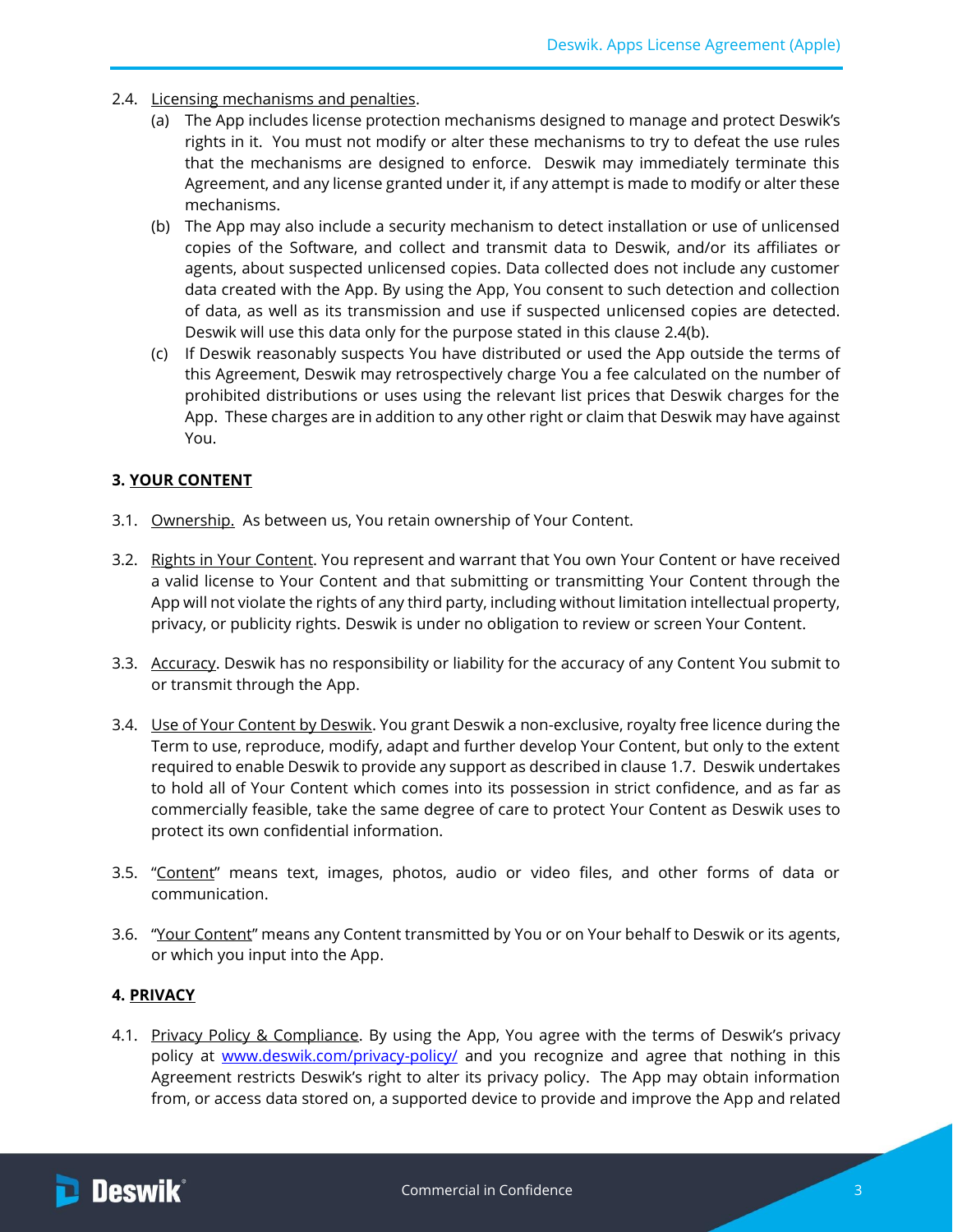2.4. Licensing mechanisms and penalties.

(a) The App includes license protection mechanisms designed to manage and protect Deswik's rights in it. You must not modify or alter these mechanisms to try to defeat the use rules that the mechanisms are designed to enforce. Deswik may immediately terminate this Agreement, and any license granted under it, if any attempt is made to modify or alter these mechanisms.

(b) The App may also include a security mechanism to detect installation or use of unlicensed copies of the Software, and collect and transmit data to Deswik, and/or its affiliates or agents, about suspected unlicensed copies. Data collected does not include any customer data created with the App. By using the App, You consent to such detection and collection of data, as well as its transmission and use if suspected unlicensed copies are detected. Deswik will use this data only for the purpose stated in this clause 2.4(b).

(c) If Deswik reasonably suspects You have distributed or used the App outside the terms of this Agreement, Deswik may retrospectively charge You a fee calculated on the number of prohibited distributions or uses using the relevant list prices that Deswik charges for the App. These charges are in addition to any other right or claim that Deswik may have against You.

## 3. YOUR CONTENT

3.1. Ownership. As between us, You retain ownership of Your Content.

3.2. Rights in Your Content. You represent and warrant that You own Your Content or have received a valid license to Your Content and that submitting or transmitting Your Content through the App will not violate the rights of any third party, including without limitation intellectual property, privacy, or publicity rights. Deswik is under no obligation to review or screen Your Content.

3.3. Accuracy. Deswik has no responsibility or liability for the accuracy of any Content You submit to or transmit through the App.

3.4. Use of Your Content by Deswik. You grant Deswik a non-exclusive, royalty free licence during the Term to use, reproduce, modify, adapt and further develop Your Content, but only to the extent required to enable Deswik to provide any support as described in clause 1.7. Deswik undertakes to hold all of Your Content which comes into its possession in strict confidence, and as far as commercially feasible, take the same degree of care to protect Your Content as Deswik uses to protect its own confidential information.

3.5. "Content" means text, images, photos, audio or video files, and other forms of data or communication.

3.6. "Your Content" means any Content transmitted by You or on Your behalf to Deswik or its agents, or which you input into the App.

## 4. PRIVACY

4.1. Privacy Policy & Compliance. By using the App, You agree with the terms of Deswik's privacy policy at www.deswik.com/privacy-policy/ and you recognize and agree that nothing in this Agreement restricts Deswik's right to alter its privacy policy. The App may obtain information from, or access data stored on, a supported device to provide and improve the App and related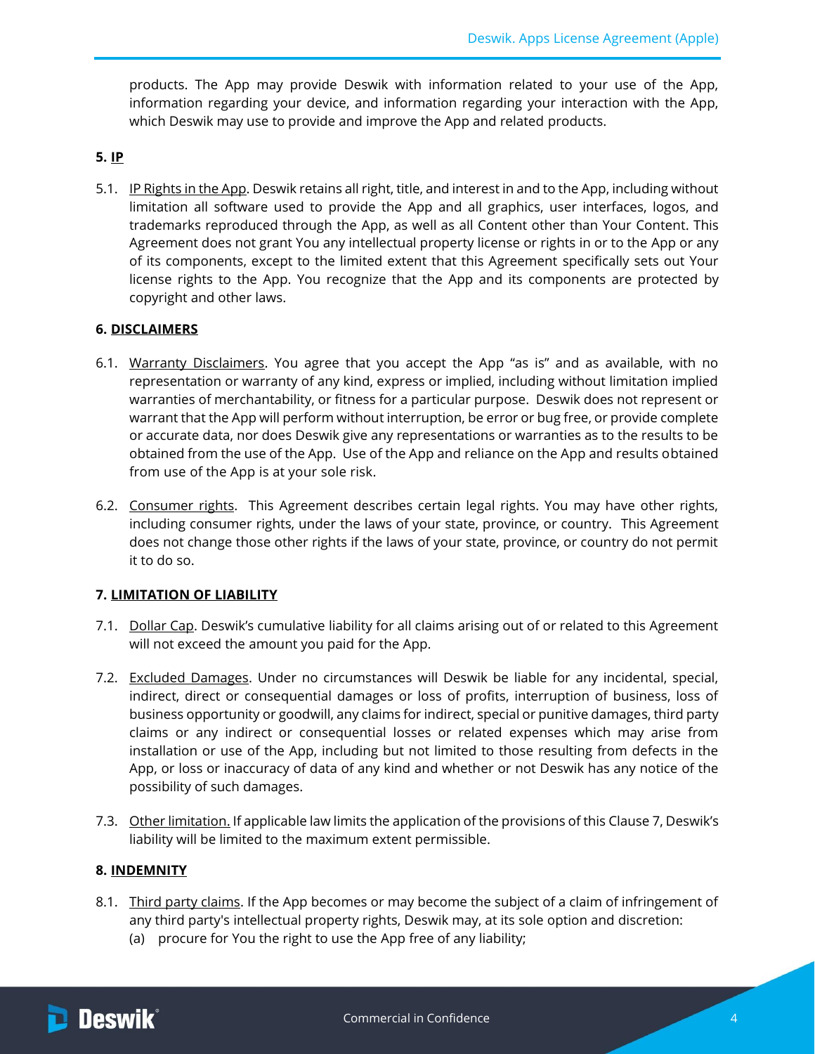products. The App may provide Deswik with information related to your use of the App, information regarding your device, and information regarding your interaction with the App, which Deswik may use to provide and improve the App and related products.

## 5. IP

5.1. IP Rights in the App. Deswik retains all right, title, and interest in and to the App, including without limitation all software used to provide the App and all graphics, user interfaces, logos, and trademarks reproduced through the App, as well as all Content other than Your Content. This Agreement does not grant You any intellectual property license or rights in or to the App or any of its components, except to the limited extent that this Agreement specifically sets out Your license rights to the App. You recognize that the App and its components are protected by copyright and other laws.

## 6. DISCLAIMERS

6.1. Warranty Disclaimers. You agree that you accept the App "as is" and as available, with no representation or warranty of any kind, express or implied, including without limitation implied warranties of merchantability, or fitness for a particular purpose. Deswik does not represent or warrant that the App will perform without interruption, be error or bug free, or provide complete or accurate data, nor does Deswik give any representations or warranties as to the results to be obtained from the use of the App. Use of the App and reliance on the App and results obtained from use of the App is at your sole risk.

6.2. Consumer rights. This Agreement describes certain legal rights. You may have other rights, including consumer rights, under the laws of your state, province, or country. This Agreement does not change those other rights if the laws of your state, province, or country do not permit it to do so.

## 7. LIMITATION OF LIABILITY

7.1. Dollar Cap. Deswik's cumulative liability for all claims arising out of or related to this Agreement will not exceed the amount you paid for the App.

7.2. Excluded Damages. Under no circumstances will Deswik be liable for any incidental, special, indirect, direct or consequential damages or loss of profits, interruption of business, loss of business opportunity or goodwill, any claims for indirect, special or punitive damages, third party claims or any indirect or consequential losses or related expenses which may arise from installation or use of the App, including but not limited to those resulting from defects in the App, or loss or inaccuracy of data of any kind and whether or not Deswik has any notice of the possibility of such damages.

7.3. Other limitation. If applicable law limits the application of the provisions of this Clause 7, Deswik's liability will be limited to the maximum extent permissible.

## 8. INDEMNITY

8.1. Third party claims. If the App becomes or may become the subject of a claim of infringement of any third party's intellectual property rights, Deswik may, at its sole option and discretion:

(a) procure for You the right to use the App free of any liability;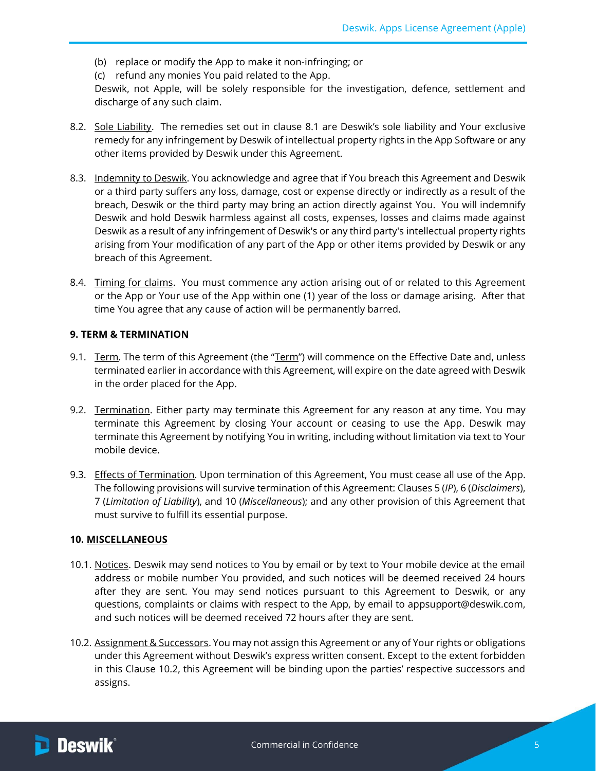(b) replace or modify the App to make it non-infringing; or

(c) refund any monies You paid related to the App.

Deswik, not Apple, will be solely responsible for the investigation, defence, settlement and discharge of any such claim.

8.2. Sole Liability. The remedies set out in clause 8.1 are Deswik's sole liability and Your exclusive remedy for any infringement by Deswik of intellectual property rights in the App Software or any other items provided by Deswik under this Agreement.

8.3. Indemnity to Deswik. You acknowledge and agree that if You breach this Agreement and Deswik or a third party suffers any loss, damage, cost or expense directly or indirectly as a result of the breach, Deswik or the third party may bring an action directly against You. You will indemnify Deswik and hold Deswik harmless against all costs, expenses, losses and claims made against Deswik as a result of any infringement of Deswik's or any third party's intellectual property rights arising from Your modification of any part of the App or other items provided by Deswik or any breach of this Agreement.

8.4. Timing for claims. You must commence any action arising out of or related to this Agreement or the App or Your use of the App within one (1) year of the loss or damage arising. After that time You agree that any cause of action will be permanently barred.

## 9. TERM & TERMINATION

9.1. Term. The term of this Agreement (the "Term") will commence on the Effective Date and, unless terminated earlier in accordance with this Agreement, will expire on the date agreed with Deswik in the order placed for the App.

9.2. Termination. Either party may terminate this Agreement for any reason at any time. You may terminate this Agreement by closing Your account or ceasing to use the App. Deswik may terminate this Agreement by notifying You in writing, including without limitation via text to Your mobile device.

9.3. Effects of Termination. Upon termination of this Agreement, You must cease all use of the App. The following provisions will survive termination of this Agreement: Clauses 5 (*IP*), 6 (*Disclaimers*), 7 (*Limitation of Liability*), and 10 (*Miscellaneous*); and any other provision of this Agreement that must survive to fulfill its essential purpose.

## 10. MISCELLANEOUS

10.1. Notices. Deswik may send notices to You by email or by text to Your mobile device at the email address or mobile number You provided, and such notices will be deemed received 24 hours after they are sent. You may send notices pursuant to this Agreement to Deswik, or any questions, complaints or claims with respect to the App, by email to appsupport@deswik.com, and such notices will be deemed received 72 hours after they are sent.

10.2. Assignment & Successors. You may not assign this Agreement or any of Your rights or obligations under this Agreement without Deswik's express written consent. Except to the extent forbidden in this Clause 10.2, this Agreement will be binding upon the parties' respective successors and assigns.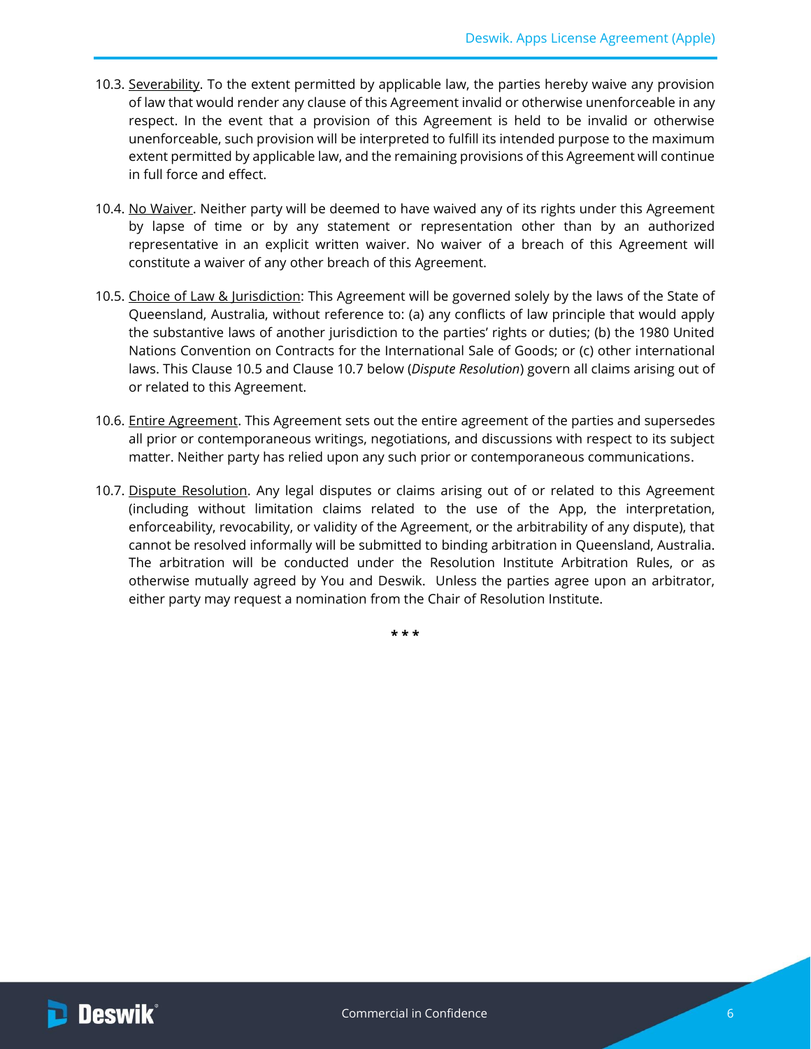10.3. Severability. To the extent permitted by applicable law, the parties hereby waive any provision of law that would render any clause of this Agreement invalid or otherwise unenforceable in any respect. In the event that a provision of this Agreement is held to be invalid or otherwise unenforceable, such provision will be interpreted to fulfill its intended purpose to the maximum extent permitted by applicable law, and the remaining provisions of this Agreement will continue in full force and effect.

10.4. No Waiver. Neither party will be deemed to have waived any of its rights under this Agreement by lapse of time or by any statement or representation other than by an authorized representative in an explicit written waiver. No waiver of a breach of this Agreement will constitute a waiver of any other breach of this Agreement.

10.5. Choice of Law & Jurisdiction: This Agreement will be governed solely by the laws of the State of Queensland, Australia, without reference to: (a) any conflicts of law principle that would apply the substantive laws of another jurisdiction to the parties' rights or duties; (b) the 1980 United Nations Convention on Contracts for the International Sale of Goods; or (c) other international laws. This Clause 10.5 and Clause 10.7 below (*Dispute Resolution*) govern all claims arising out of or related to this Agreement.

10.6. Entire Agreement. This Agreement sets out the entire agreement of the parties and supersedes all prior or contemporaneous writings, negotiations, and discussions with respect to its subject matter. Neither party has relied upon any such prior or contemporaneous communications.

10.7. Dispute Resolution. Any legal disputes or claims arising out of or related to this Agreement (including without limitation claims related to the use of the App, the interpretation, enforceability, revocability, or validity of the Agreement, or the arbitrability of any dispute), that cannot be resolved informally will be submitted to binding arbitration in Queensland, Australia. The arbitration will be conducted under the Resolution Institute Arbitration Rules, or as otherwise mutually agreed by You and Deswik. Unless the parties agree upon an arbitrator, either party may request a nomination from the Chair of Resolution Institute.

* * *